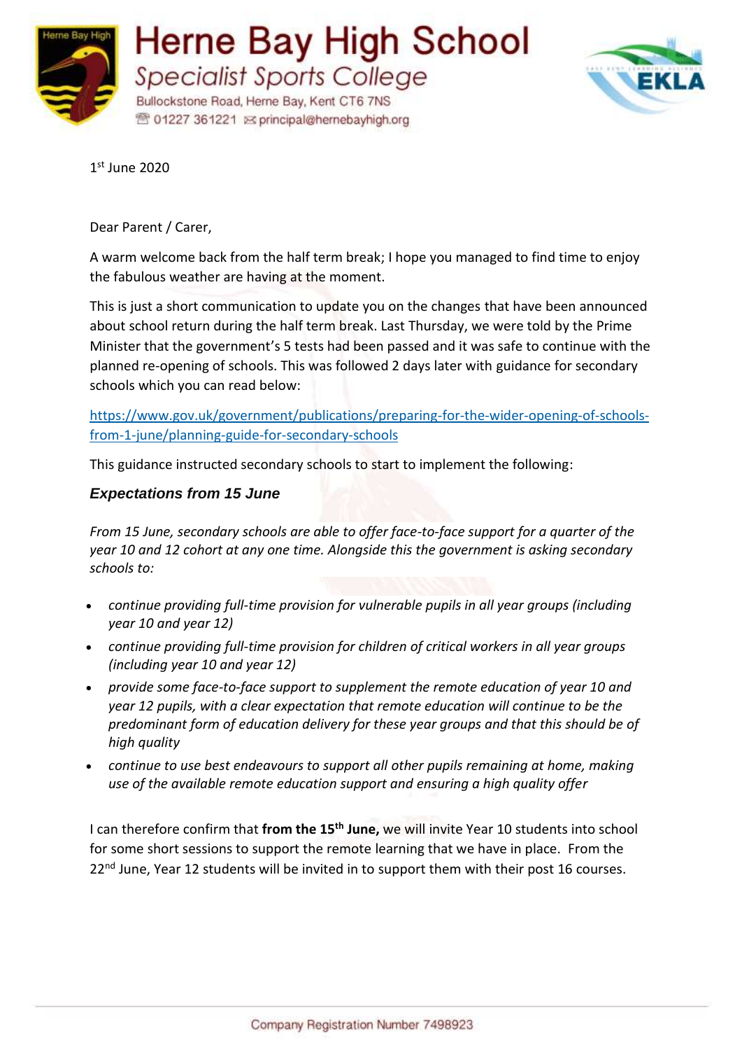# Herne Bay High School

## Specialist Sports College

Bullockstone Road, Herne Bay, Kent CT6 7NS
01227 361221 principal@hernebayhigh.org

1st June 2020

Dear Parent / Carer,

A warm welcome back from the half term break; I hope you managed to find time to enjoy the fabulous weather are having at the moment.

This is just a short communication to update you on the changes that have been announced about school return during the half term break. Last Thursday, we were told by the Prime Minister that the government's 5 tests had been passed and it was safe to continue with the planned re-opening of schools. This was followed 2 days later with guidance for secondary schools which you can read below:

https://www.gov.uk/government/publications/preparing-for-the-wider-opening-of-schools-from-1-june/planning-guide-for-secondary-schools

This guidance instructed secondary schools to start to implement the following:

### *Expectations from 15 June*

*From 15 June, secondary schools are able to offer face-to-face support for a quarter of the year 10 and 12 cohort at any one time. Alongside this the government is asking secondary schools to:*

- *continue providing full-time provision for vulnerable pupils in all year groups (including year 10 and year 12)*
- *continue providing full-time provision for children of critical workers in all year groups (including year 10 and year 12)*
- *provide some face-to-face support to supplement the remote education of year 10 and year 12 pupils, with a clear expectation that remote education will continue to be the predominant form of education delivery for these year groups and that this should be of high quality*
- *continue to use best endeavours to support all other pupils remaining at home, making use of the available remote education support and ensuring a high quality offer*

I can therefore confirm that **from the 15th June,** we will invite Year 10 students into school for some short sessions to support the remote learning that we have in place. From the 22nd June, Year 12 students will be invited in to support them with their post 16 courses.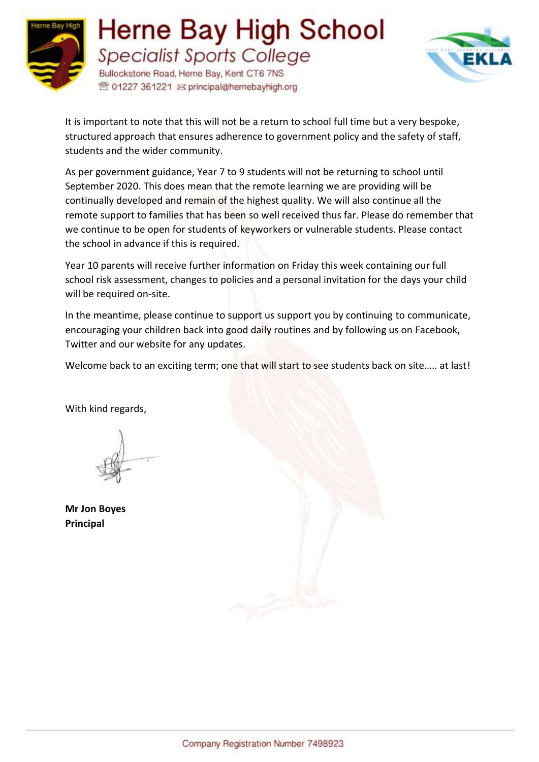# Herne Bay High School

*Specialist Sports College*

Bullockstone Road, Herne Bay, Kent CT6 7NS

01227 361221 principal@hernebayhigh.org

It is important to note that this will not be a return to school full time but a very bespoke, structured approach that ensures adherence to government policy and the safety of staff, students and the wider community.

As per government guidance, Year 7 to 9 students will not be returning to school until September 2020. This does mean that the remote learning we are providing will be continually developed and remain of the highest quality. We will also continue all the remote support to families that has been so well received thus far. Please do remember that we continue to be open for students of keyworkers or vulnerable students. Please contact the school in advance if this is required.

Year 10 parents will receive further information on Friday this week containing our full school risk assessment, changes to policies and a personal invitation for the days your child will be required on-site.

In the meantime, please continue to support us support you by continuing to communicate, encouraging your children back into good daily routines and by following us on Facebook, Twitter and our website for any updates.

Welcome back to an exciting term; one that will start to see students back on site….. at last!

With kind regards,

**Mr Jon Boyes**
**Principal**

Company Registration Number 7498923